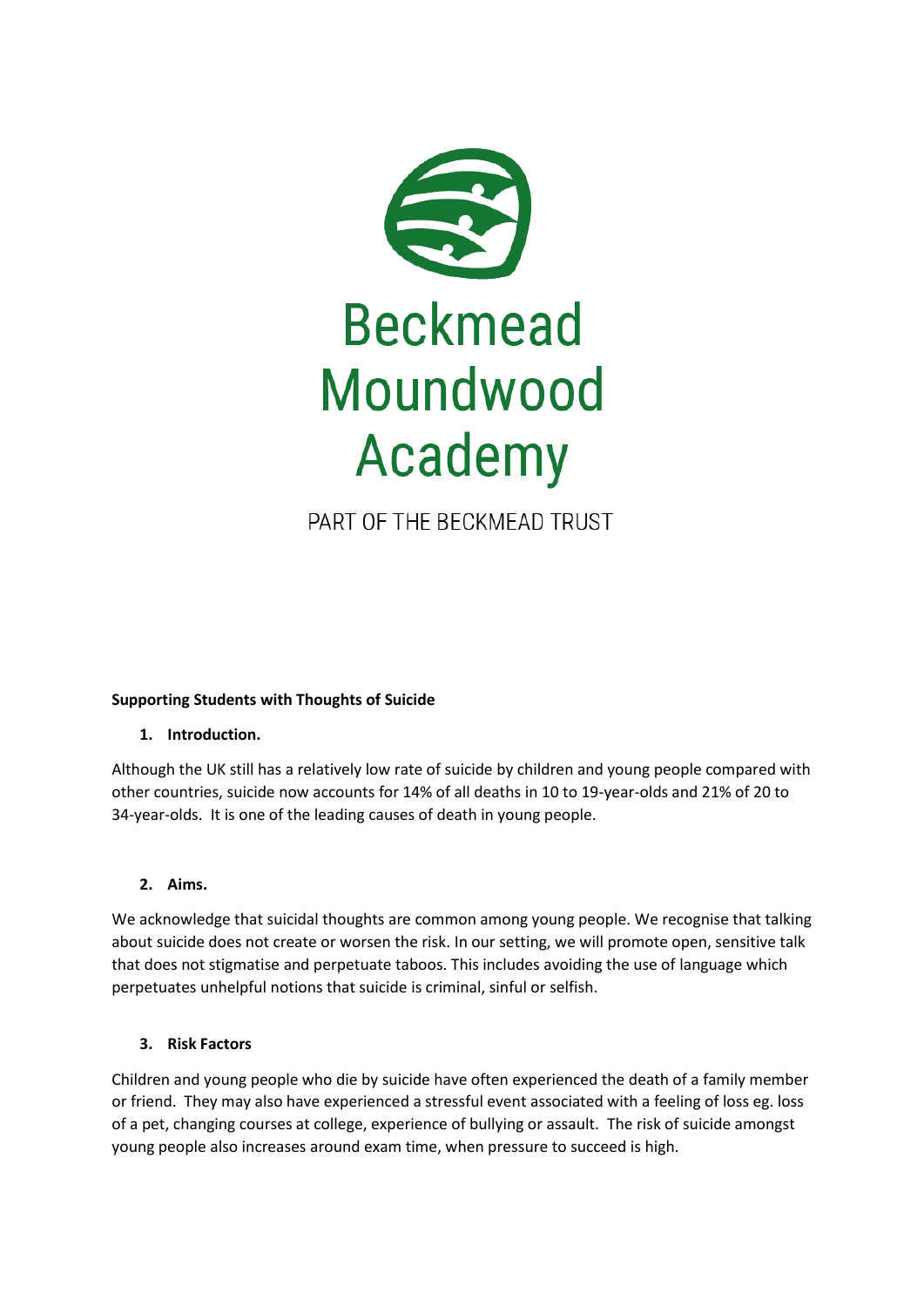# Beckmead Moundwood Academy

PART OF THE BECKMEAD TRUST

**Supporting Students with Thoughts of Suicide**

## 1. Introduction.

Although the UK still has a relatively low rate of suicide by children and young people compared with other countries, suicide now accounts for 14% of all deaths in 10 to 19-year-olds and 21% of 20 to 34-year-olds. It is one of the leading causes of death in young people.

## 2. Aims.

We acknowledge that suicidal thoughts are common among young people. We recognise that talking about suicide does not create or worsen the risk. In our setting, we will promote open, sensitive talk that does not stigmatise and perpetuate taboos. This includes avoiding the use of language which perpetuates unhelpful notions that suicide is criminal, sinful or selfish.

## 3. Risk Factors

Children and young people who die by suicide have often experienced the death of a family member or friend. They may also have experienced a stressful event associated with a feeling of loss eg. loss of a pet, changing courses at college, experience of bullying or assault. The risk of suicide amongst young people also increases around exam time, when pressure to succeed is high.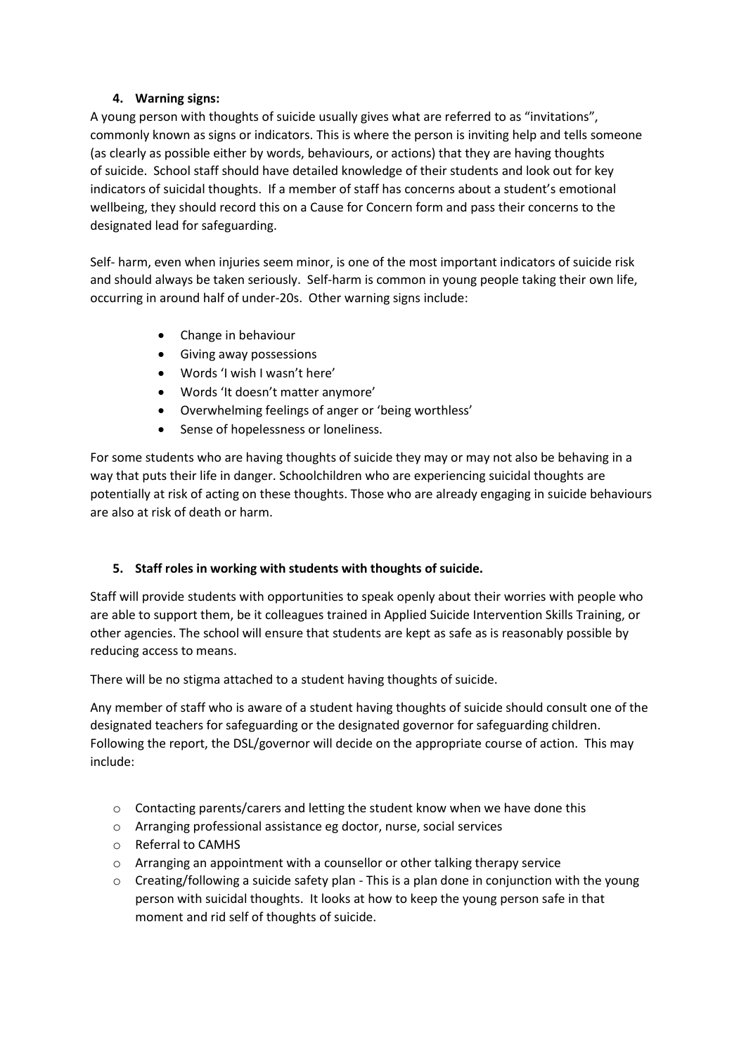## 4. Warning signs:

A young person with thoughts of suicide usually gives what are referred to as "invitations", commonly known as signs or indicators. This is where the person is inviting help and tells someone (as clearly as possible either by words, behaviours, or actions) that they are having thoughts of suicide. School staff should have detailed knowledge of their students and look out for key indicators of suicidal thoughts. If a member of staff has concerns about a student's emotional wellbeing, they should record this on a Cause for Concern form and pass their concerns to the designated lead for safeguarding.

Self- harm, even when injuries seem minor, is one of the most important indicators of suicide risk and should always be taken seriously. Self-harm is common in young people taking their own life, occurring in around half of under-20s. Other warning signs include:

- Change in behaviour
- Giving away possessions
- Words 'I wish I wasn't here'
- Words 'It doesn't matter anymore'
- Overwhelming feelings of anger or 'being worthless'
- Sense of hopelessness or loneliness.

For some students who are having thoughts of suicide they may or may not also be behaving in a way that puts their life in danger. Schoolchildren who are experiencing suicidal thoughts are potentially at risk of acting on these thoughts. Those who are already engaging in suicide behaviours are also at risk of death or harm.

## 5. Staff roles in working with students with thoughts of suicide.

Staff will provide students with opportunities to speak openly about their worries with people who are able to support them, be it colleagues trained in Applied Suicide Intervention Skills Training, or other agencies. The school will ensure that students are kept as safe as is reasonably possible by reducing access to means.

There will be no stigma attached to a student having thoughts of suicide.

Any member of staff who is aware of a student having thoughts of suicide should consult one of the designated teachers for safeguarding or the designated governor for safeguarding children. Following the report, the DSL/governor will decide on the appropriate course of action. This may include:

- Contacting parents/carers and letting the student know when we have done this
- Arranging professional assistance eg doctor, nurse, social services
- Referral to CAMHS
- Arranging an appointment with a counsellor or other talking therapy service
- Creating/following a suicide safety plan - This is a plan done in conjunction with the young person with suicidal thoughts. It looks at how to keep the young person safe in that moment and rid self of thoughts of suicide.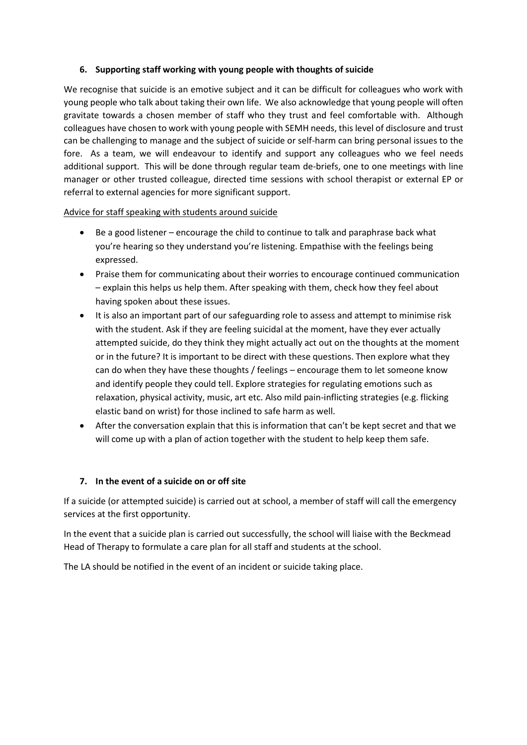## 6. Supporting staff working with young people with thoughts of suicide

We recognise that suicide is an emotive subject and it can be difficult for colleagues who work with young people who talk about taking their own life. We also acknowledge that young people will often gravitate towards a chosen member of staff who they trust and feel comfortable with. Although colleagues have chosen to work with young people with SEMH needs, this level of disclosure and trust can be challenging to manage and the subject of suicide or self-harm can bring personal issues to the fore. As a team, we will endeavour to identify and support any colleagues who we feel needs additional support. This will be done through regular team de-briefs, one to one meetings with line manager or other trusted colleague, directed time sessions with school therapist or external EP or referral to external agencies for more significant support.

Advice for staff speaking with students around suicide

- Be a good listener – encourage the child to continue to talk and paraphrase back what you're hearing so they understand you're listening. Empathise with the feelings being expressed.
- Praise them for communicating about their worries to encourage continued communication – explain this helps us help them. After speaking with them, check how they feel about having spoken about these issues.
- It is also an important part of our safeguarding role to assess and attempt to minimise risk with the student. Ask if they are feeling suicidal at the moment, have they ever actually attempted suicide, do they think they might actually act out on the thoughts at the moment or in the future? It is important to be direct with these questions. Then explore what they can do when they have these thoughts / feelings – encourage them to let someone know and identify people they could tell. Explore strategies for regulating emotions such as relaxation, physical activity, music, art etc. Also mild pain-inflicting strategies (e.g. flicking elastic band on wrist) for those inclined to safe harm as well.
- After the conversation explain that this is information that can't be kept secret and that we will come up with a plan of action together with the student to help keep them safe.

## 7. In the event of a suicide on or off site

If a suicide (or attempted suicide) is carried out at school, a member of staff will call the emergency services at the first opportunity.

In the event that a suicide plan is carried out successfully, the school will liaise with the Beckmead Head of Therapy to formulate a care plan for all staff and students at the school.

The LA should be notified in the event of an incident or suicide taking place.